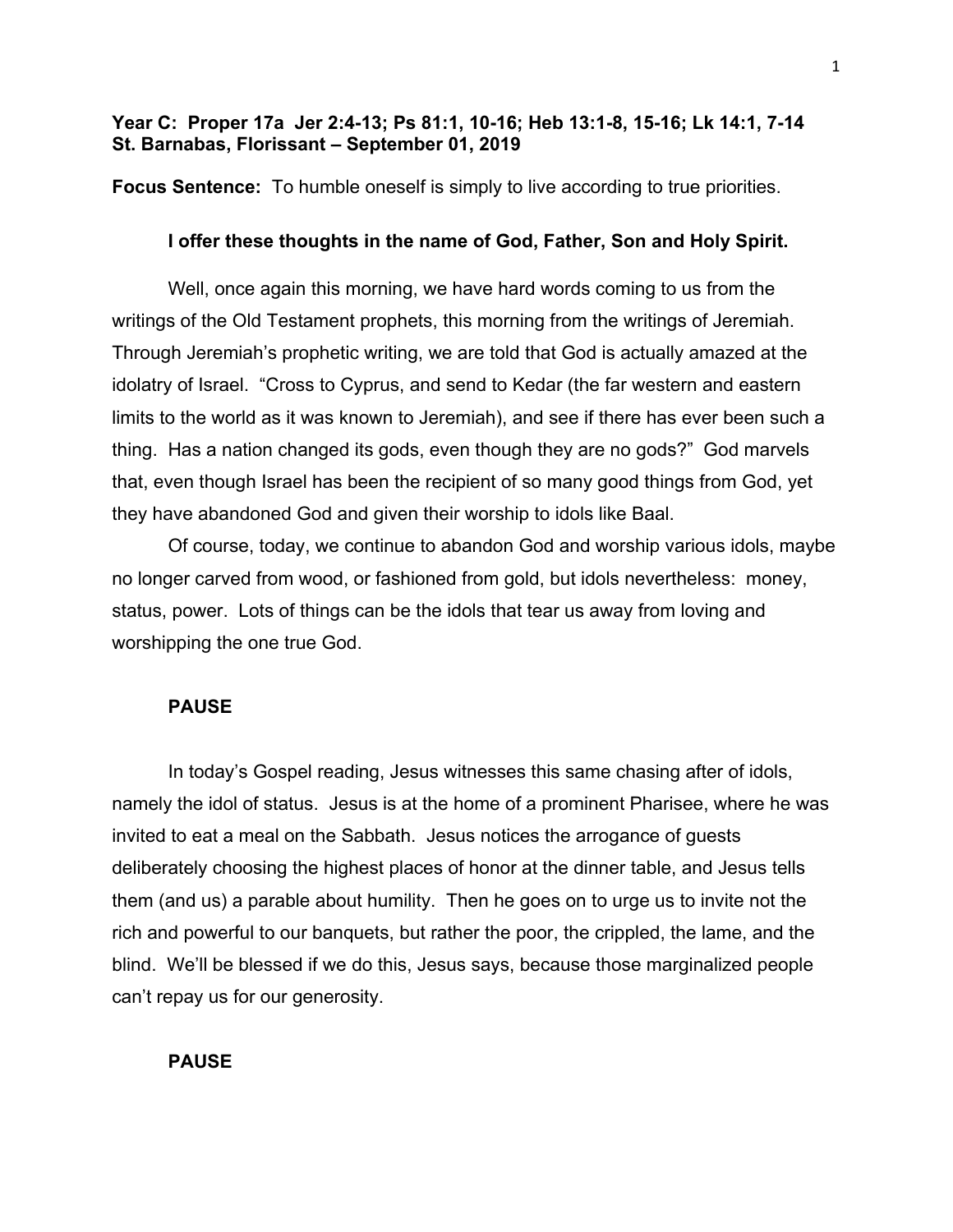**Year C: Proper 17a Jer 2:4-13; Ps 81:1, 10-16; Heb 13:1-8, 15-16; Lk 14:1, 7-14**
**St. Barnabas, Florissant – September 01, 2019**

**Focus Sentence:** To humble oneself is simply to live according to true priorities.

**I offer these thoughts in the name of God, Father, Son and Holy Spirit.**

Well, once again this morning, we have hard words coming to us from the writings of the Old Testament prophets, this morning from the writings of Jeremiah. Through Jeremiah's prophetic writing, we are told that God is actually amazed at the idolatry of Israel. "Cross to Cyprus, and send to Kedar (the far western and eastern limits to the world as it was known to Jeremiah), and see if there has ever been such a thing. Has a nation changed its gods, even though they are no gods?" God marvels that, even though Israel has been the recipient of so many good things from God, yet they have abandoned God and given their worship to idols like Baal.

Of course, today, we continue to abandon God and worship various idols, maybe no longer carved from wood, or fashioned from gold, but idols nevertheless: money, status, power. Lots of things can be the idols that tear us away from loving and worshipping the one true God.

**PAUSE**

In today's Gospel reading, Jesus witnesses this same chasing after of idols, namely the idol of status. Jesus is at the home of a prominent Pharisee, where he was invited to eat a meal on the Sabbath. Jesus notices the arrogance of guests deliberately choosing the highest places of honor at the dinner table, and Jesus tells them (and us) a parable about humility. Then he goes on to urge us to invite not the rich and powerful to our banquets, but rather the poor, the crippled, the lame, and the blind. We'll be blessed if we do this, Jesus says, because those marginalized people can't repay us for our generosity.

**PAUSE**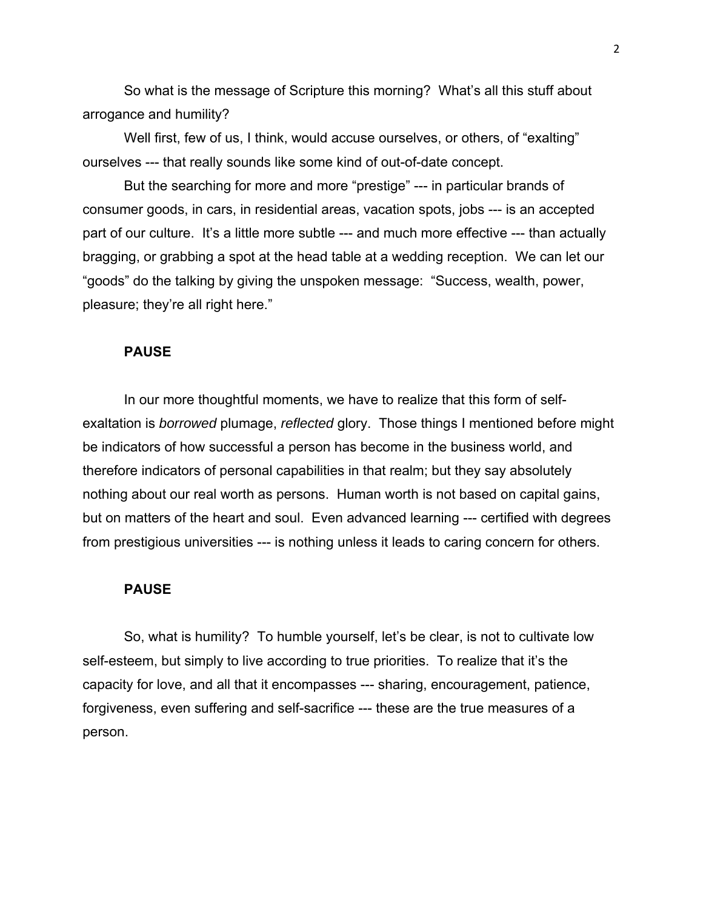So what is the message of Scripture this morning? What's all this stuff about arrogance and humility?

Well first, few of us, I think, would accuse ourselves, or others, of "exalting" ourselves --- that really sounds like some kind of out-of-date concept.

But the searching for more and more "prestige" --- in particular brands of consumer goods, in cars, in residential areas, vacation spots, jobs --- is an accepted part of our culture. It's a little more subtle --- and much more effective --- than actually bragging, or grabbing a spot at the head table at a wedding reception. We can let our "goods" do the talking by giving the unspoken message: "Success, wealth, power, pleasure; they're all right here."

**PAUSE**

In our more thoughtful moments, we have to realize that this form of self-exaltation is *borrowed* plumage, *reflected* glory. Those things I mentioned before might be indicators of how successful a person has become in the business world, and therefore indicators of personal capabilities in that realm; but they say absolutely nothing about our real worth as persons. Human worth is not based on capital gains, but on matters of the heart and soul. Even advanced learning --- certified with degrees from prestigious universities --- is nothing unless it leads to caring concern for others.

**PAUSE**

So, what is humility? To humble yourself, let's be clear, is not to cultivate low self-esteem, but simply to live according to true priorities. To realize that it's the capacity for love, and all that it encompasses --- sharing, encouragement, patience, forgiveness, even suffering and self-sacrifice --- these are the true measures of a person.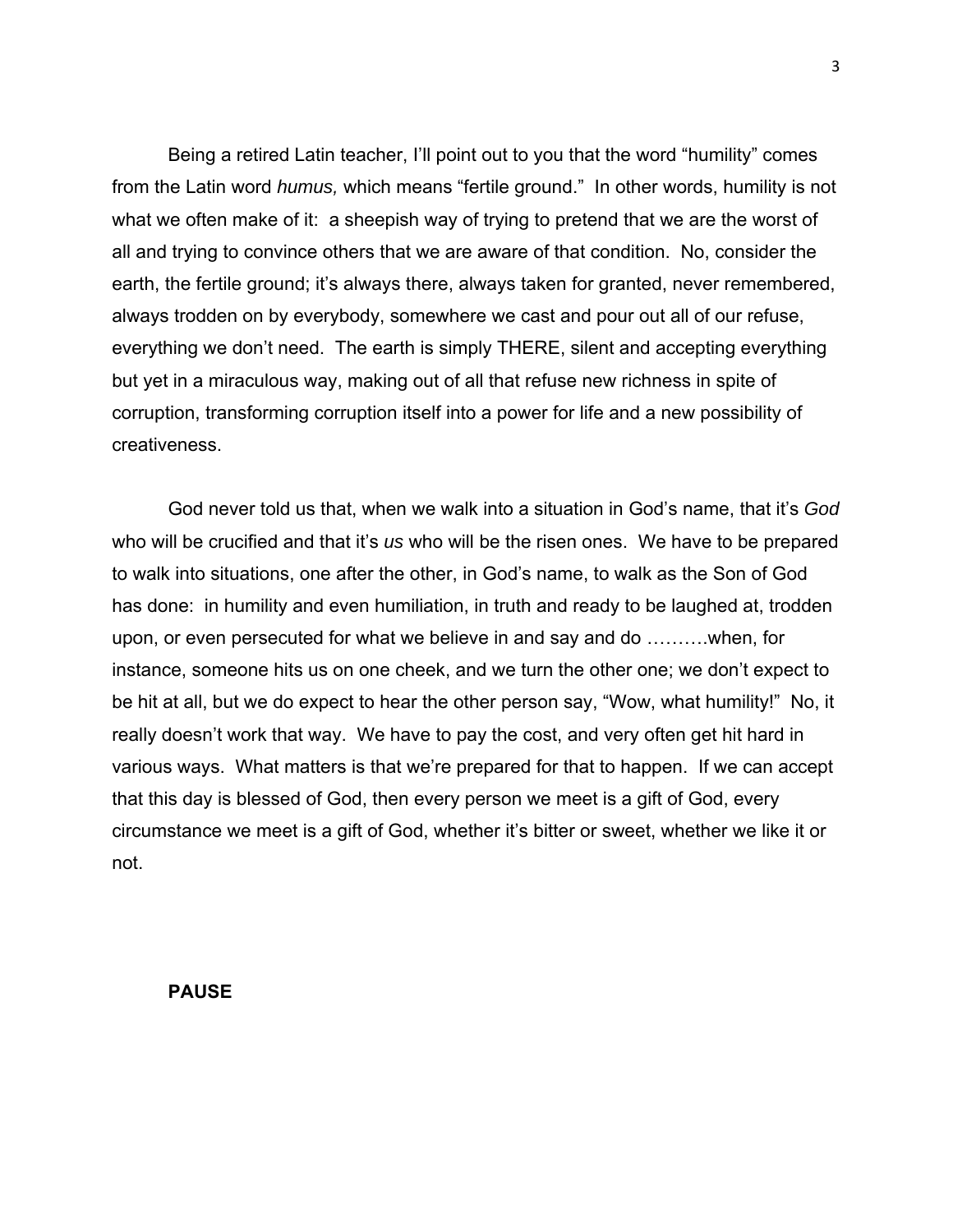Being a retired Latin teacher, I'll point out to you that the word "humility" comes from the Latin word *humus,* which means "fertile ground." In other words, humility is not what we often make of it: a sheepish way of trying to pretend that we are the worst of all and trying to convince others that we are aware of that condition. No, consider the earth, the fertile ground; it's always there, always taken for granted, never remembered, always trodden on by everybody, somewhere we cast and pour out all of our refuse, everything we don't need. The earth is simply THERE, silent and accepting everything but yet in a miraculous way, making out of all that refuse new richness in spite of corruption, transforming corruption itself into a power for life and a new possibility of creativeness.

God never told us that, when we walk into a situation in God's name, that it's *God* who will be crucified and that it's *us* who will be the risen ones. We have to be prepared to walk into situations, one after the other, in God's name, to walk as the Son of God has done: in humility and even humiliation, in truth and ready to be laughed at, trodden upon, or even persecuted for what we believe in and say and do ……….when, for instance, someone hits us on one cheek, and we turn the other one; we don't expect to be hit at all, but we do expect to hear the other person say, "Wow, what humility!" No, it really doesn't work that way. We have to pay the cost, and very often get hit hard in various ways. What matters is that we're prepared for that to happen. If we can accept that this day is blessed of God, then every person we meet is a gift of God, every circumstance we meet is a gift of God, whether it's bitter or sweet, whether we like it or not.

**PAUSE**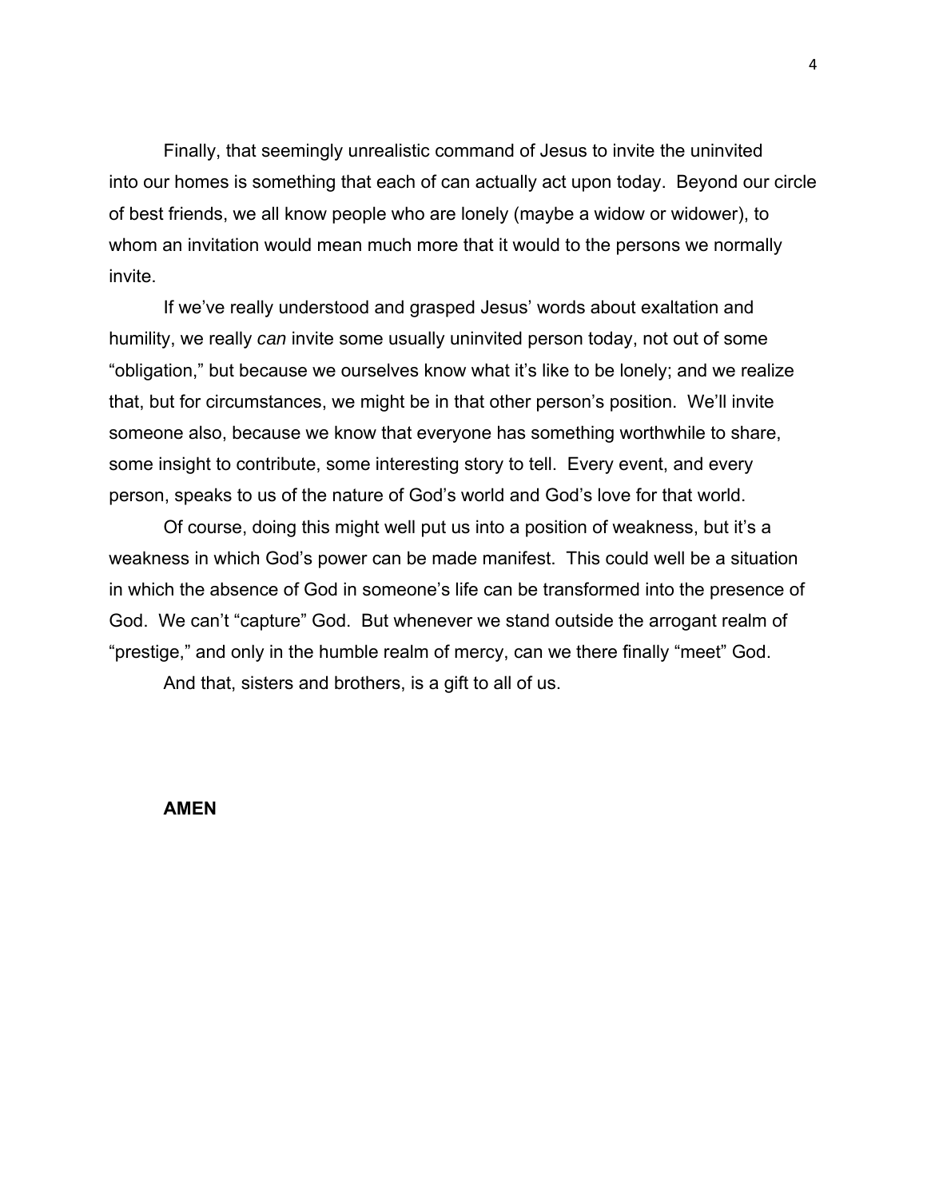Finally, that seemingly unrealistic command of Jesus to invite the uninvited into our homes is something that each of can actually act upon today. Beyond our circle of best friends, we all know people who are lonely (maybe a widow or widower), to whom an invitation would mean much more that it would to the persons we normally invite.

If we've really understood and grasped Jesus' words about exaltation and humility, we really *can* invite some usually uninvited person today, not out of some "obligation," but because we ourselves know what it's like to be lonely; and we realize that, but for circumstances, we might be in that other person's position. We'll invite someone also, because we know that everyone has something worthwhile to share, some insight to contribute, some interesting story to tell. Every event, and every person, speaks to us of the nature of God's world and God's love for that world.

Of course, doing this might well put us into a position of weakness, but it's a weakness in which God's power can be made manifest. This could well be a situation in which the absence of God in someone's life can be transformed into the presence of God. We can't "capture" God. But whenever we stand outside the arrogant realm of "prestige," and only in the humble realm of mercy, can we there finally "meet" God.

And that, sisters and brothers, is a gift to all of us.

**AMEN**